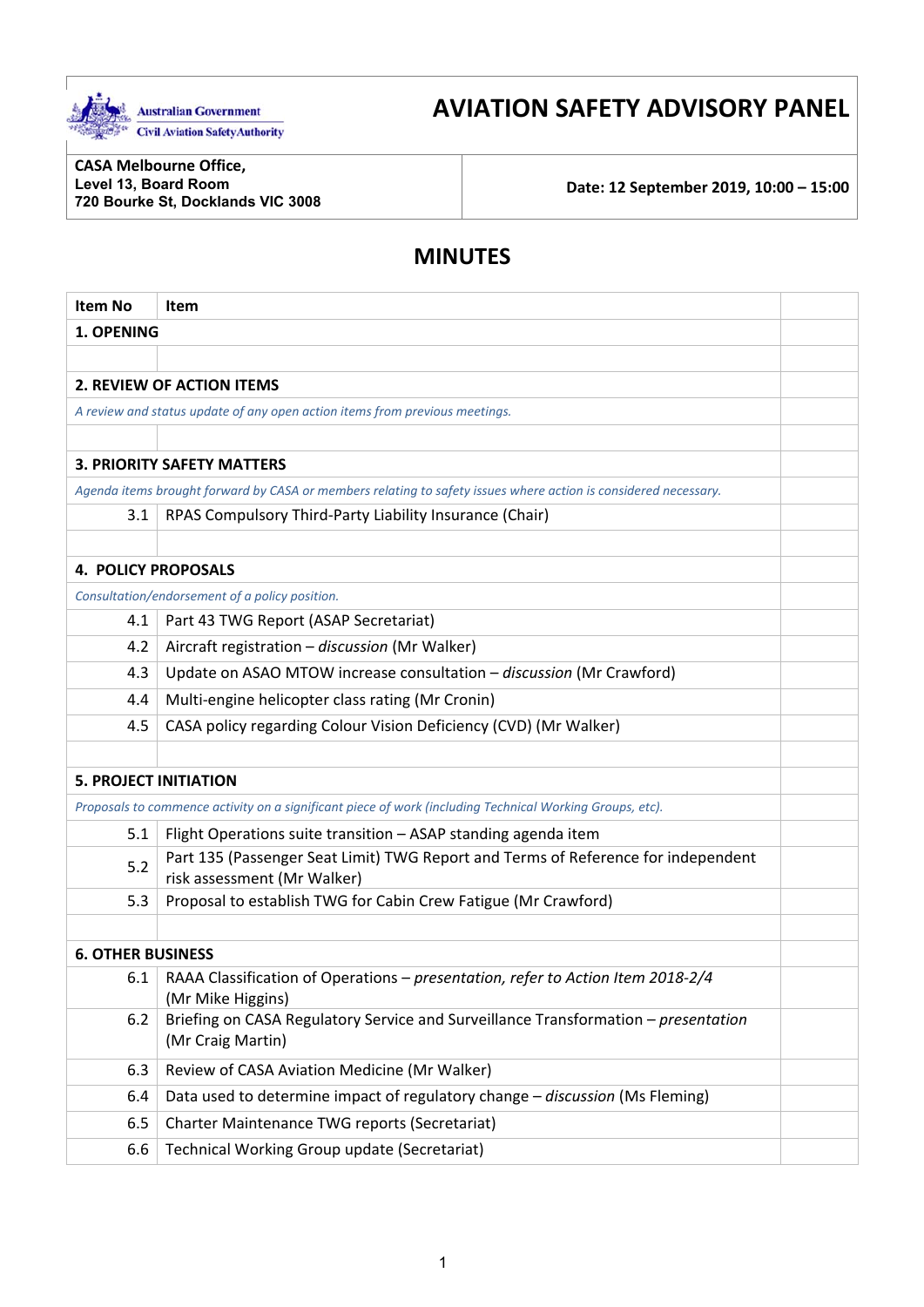Australian Government
Civil Aviation Safety Authority

# AVIATION SAFETY ADVISORY PANEL

| CASA Melbourne Office, Level 13, Board Room 720 Bourke St, Docklands VIC 3008 | Date: 12 September 2019, 10:00 – 15:00 |
|---|---|

## MINUTES

| Item No | Item | |
|---|---|---|
| **1. OPENING** | | |
| | | |
| **2. REVIEW OF ACTION ITEMS** | | |
| *A review and status update of any open action items from previous meetings.* | | |
| | | |
| **3. PRIORITY SAFETY MATTERS** | | |
| *Agenda items brought forward by CASA or members relating to safety issues where action is considered necessary.* | | |
| 3.1 | RPAS Compulsory Third-Party Liability Insurance (Chair) | |
| | | |
| **4. POLICY PROPOSALS** | | |
| *Consultation/endorsement of a policy position.* | | |
| 4.1 | Part 43 TWG Report (ASAP Secretariat) | |
| 4.2 | Aircraft registration – *discussion* (Mr Walker) | |
| 4.3 | Update on ASAO MTOW increase consultation – *discussion* (Mr Crawford) | |
| 4.4 | Multi-engine helicopter class rating (Mr Cronin) | |
| 4.5 | CASA policy regarding Colour Vision Deficiency (CVD) (Mr Walker) | |
| | | |
| **5. PROJECT INITIATION** | | |
| *Proposals to commence activity on a significant piece of work (including Technical Working Groups, etc).* | | |
| 5.1 | Flight Operations suite transition – ASAP standing agenda item | |
| 5.2 | Part 135 (Passenger Seat Limit) TWG Report and Terms of Reference for independent risk assessment (Mr Walker) | |
| 5.3 | Proposal to establish TWG for Cabin Crew Fatigue (Mr Crawford) | |
| | | |
| **6. OTHER BUSINESS** | | |
| 6.1 | RAAA Classification of Operations – *presentation, refer to Action Item 2018-2/4* (Mr Mike Higgins) | |
| 6.2 | Briefing on CASA Regulatory Service and Surveillance Transformation – *presentation* (Mr Craig Martin) | |
| 6.3 | Review of CASA Aviation Medicine (Mr Walker) | |
| 6.4 | Data used to determine impact of regulatory change – *discussion* (Ms Fleming) | |
| 6.5 | Charter Maintenance TWG reports (Secretariat) | |
| 6.6 | Technical Working Group update (Secretariat) | |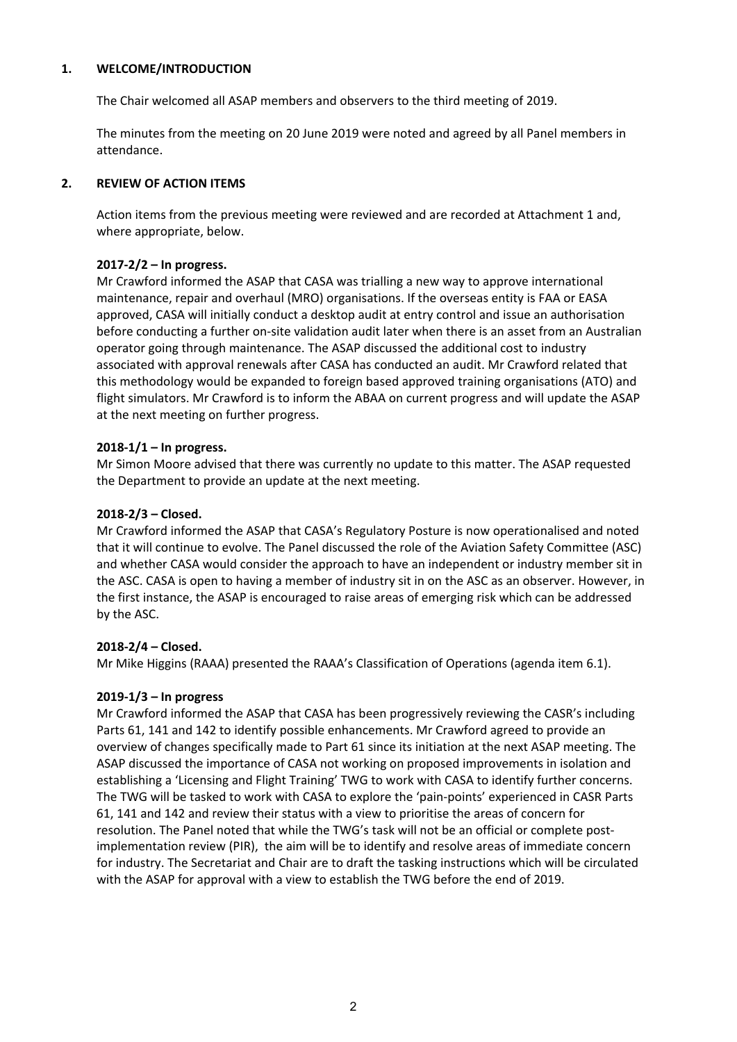## 1. WELCOME/INTRODUCTION

The Chair welcomed all ASAP members and observers to the third meeting of 2019.

The minutes from the meeting on 20 June 2019 were noted and agreed by all Panel members in attendance.

## 2. REVIEW OF ACTION ITEMS

Action items from the previous meeting were reviewed and are recorded at Attachment 1 and, where appropriate, below.

**2017-2/2 – In progress.**
Mr Crawford informed the ASAP that CASA was trialling a new way to approve international maintenance, repair and overhaul (MRO) organisations. If the overseas entity is FAA or EASA approved, CASA will initially conduct a desktop audit at entry control and issue an authorisation before conducting a further on-site validation audit later when there is an asset from an Australian operator going through maintenance. The ASAP discussed the additional cost to industry associated with approval renewals after CASA has conducted an audit. Mr Crawford related that this methodology would be expanded to foreign based approved training organisations (ATO) and flight simulators. Mr Crawford is to inform the ABAA on current progress and will update the ASAP at the next meeting on further progress.

**2018-1/1 – In progress.**
Mr Simon Moore advised that there was currently no update to this matter. The ASAP requested the Department to provide an update at the next meeting.

**2018-2/3 – Closed.**
Mr Crawford informed the ASAP that CASA's Regulatory Posture is now operationalised and noted that it will continue to evolve. The Panel discussed the role of the Aviation Safety Committee (ASC) and whether CASA would consider the approach to have an independent or industry member sit in the ASC. CASA is open to having a member of industry sit in on the ASC as an observer. However, in the first instance, the ASAP is encouraged to raise areas of emerging risk which can be addressed by the ASC.

**2018-2/4 – Closed.**
Mr Mike Higgins (RAAA) presented the RAAA's Classification of Operations (agenda item 6.1).

**2019-1/3 – In progress**
Mr Crawford informed the ASAP that CASA has been progressively reviewing the CASR's including Parts 61, 141 and 142 to identify possible enhancements. Mr Crawford agreed to provide an overview of changes specifically made to Part 61 since its initiation at the next ASAP meeting. The ASAP discussed the importance of CASA not working on proposed improvements in isolation and establishing a 'Licensing and Flight Training' TWG to work with CASA to identify further concerns. The TWG will be tasked to work with CASA to explore the 'pain-points' experienced in CASR Parts 61, 141 and 142 and review their status with a view to prioritise the areas of concern for resolution. The Panel noted that while the TWG's task will not be an official or complete post-implementation review (PIR), the aim will be to identify and resolve areas of immediate concern for industry. The Secretariat and Chair are to draft the tasking instructions which will be circulated with the ASAP for approval with a view to establish the TWG before the end of 2019.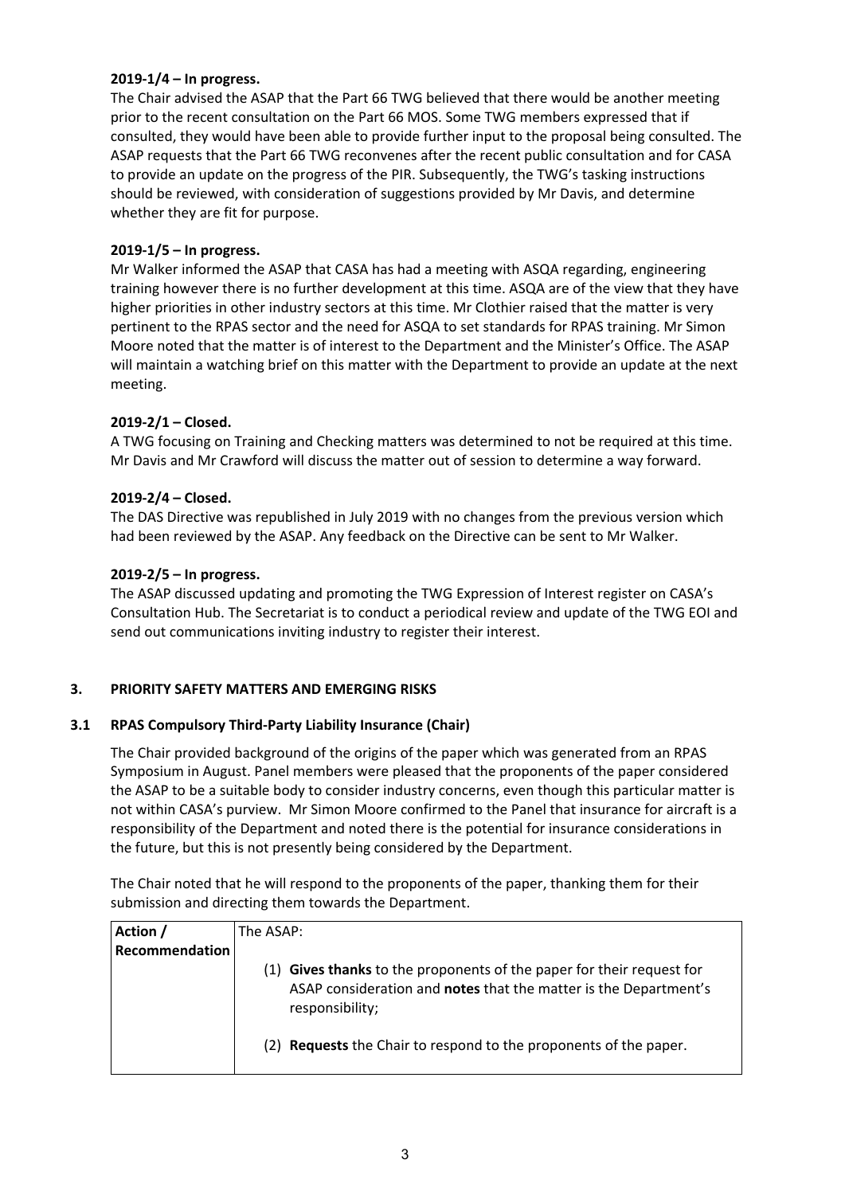**2019-1/4 – In progress.**

The Chair advised the ASAP that the Part 66 TWG believed that there would be another meeting prior to the recent consultation on the Part 66 MOS. Some TWG members expressed that if consulted, they would have been able to provide further input to the proposal being consulted. The ASAP requests that the Part 66 TWG reconvenes after the recent public consultation and for CASA to provide an update on the progress of the PIR. Subsequently, the TWG's tasking instructions should be reviewed, with consideration of suggestions provided by Mr Davis, and determine whether they are fit for purpose.

**2019-1/5 – In progress.**

Mr Walker informed the ASAP that CASA has had a meeting with ASQA regarding, engineering training however there is no further development at this time. ASQA are of the view that they have higher priorities in other industry sectors at this time. Mr Clothier raised that the matter is very pertinent to the RPAS sector and the need for ASQA to set standards for RPAS training. Mr Simon Moore noted that the matter is of interest to the Department and the Minister's Office. The ASAP will maintain a watching brief on this matter with the Department to provide an update at the next meeting.

**2019-2/1 – Closed.**

A TWG focusing on Training and Checking matters was determined to not be required at this time. Mr Davis and Mr Crawford will discuss the matter out of session to determine a way forward.

**2019-2/4 – Closed.**

The DAS Directive was republished in July 2019 with no changes from the previous version which had been reviewed by the ASAP. Any feedback on the Directive can be sent to Mr Walker.

**2019-2/5 – In progress.**

The ASAP discussed updating and promoting the TWG Expression of Interest register on CASA's Consultation Hub. The Secretariat is to conduct a periodical review and update of the TWG EOI and send out communications inviting industry to register their interest.

## 3. PRIORITY SAFETY MATTERS AND EMERGING RISKS

### 3.1 RPAS Compulsory Third-Party Liability Insurance (Chair)

The Chair provided background of the origins of the paper which was generated from an RPAS Symposium in August. Panel members were pleased that the proponents of the paper considered the ASAP to be a suitable body to consider industry concerns, even though this particular matter is not within CASA's purview. Mr Simon Moore confirmed to the Panel that insurance for aircraft is a responsibility of the Department and noted there is the potential for insurance considerations in the future, but this is not presently being considered by the Department.

The Chair noted that he will respond to the proponents of the paper, thanking them for their submission and directing them towards the Department.

| **Action / Recommendation** | The ASAP:<br><br>(1) **Gives thanks** to the proponents of the paper for their request for ASAP consideration and **notes** that the matter is the Department's responsibility;<br><br>(2) **Requests** the Chair to respond to the proponents of the paper. |
|---|---|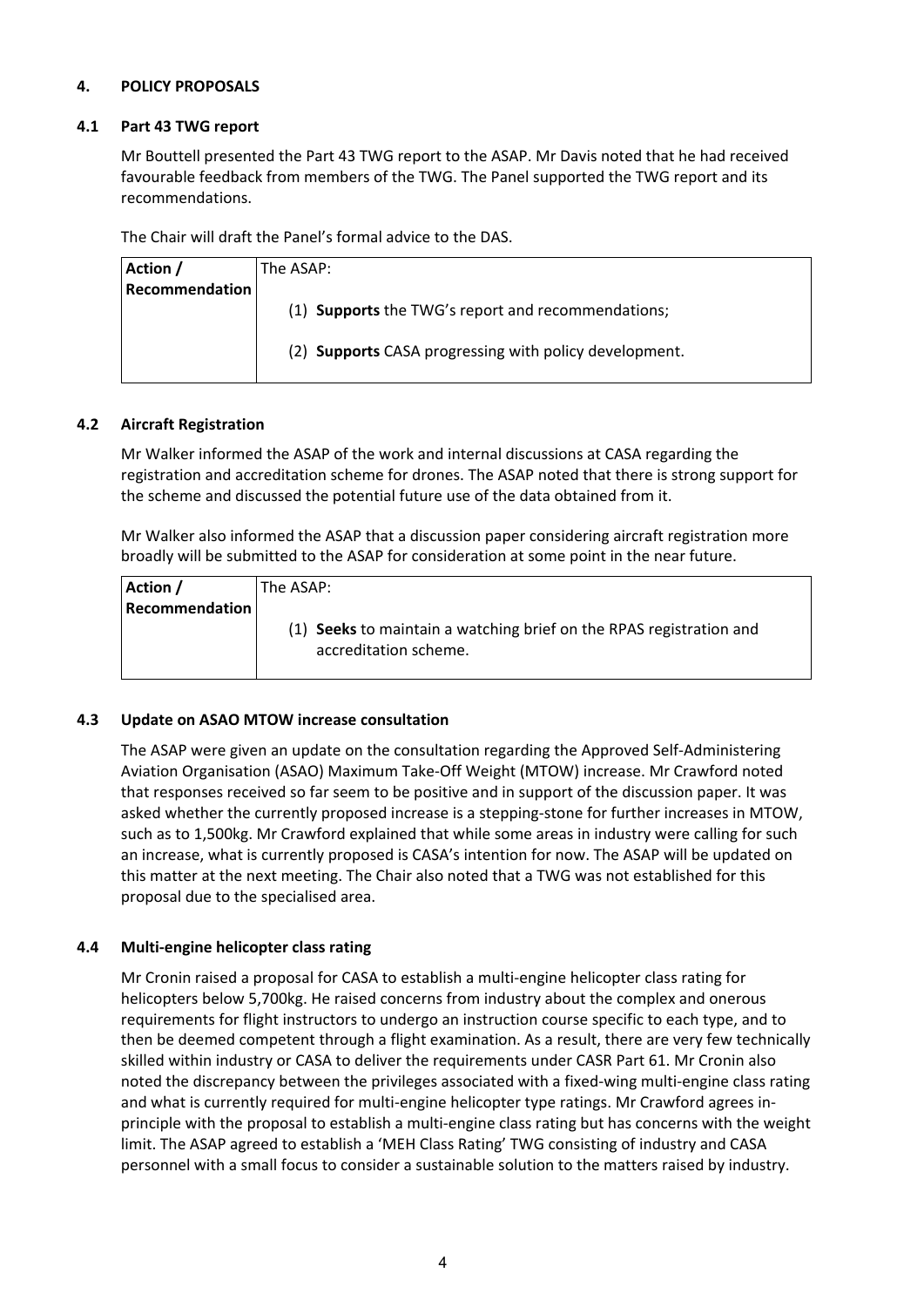## 4. POLICY PROPOSALS

### 4.1 Part 43 TWG report

Mr Bouttell presented the Part 43 TWG report to the ASAP. Mr Davis noted that he had received favourable feedback from members of the TWG. The Panel supported the TWG report and its recommendations.

The Chair will draft the Panel's formal advice to the DAS.

| Action / Recommendation | The ASAP:<br><br>(1) **Supports** the TWG's report and recommendations;<br><br>(2) **Supports** CASA progressing with policy development. |
|---|---|

### 4.2 Aircraft Registration

Mr Walker informed the ASAP of the work and internal discussions at CASA regarding the registration and accreditation scheme for drones. The ASAP noted that there is strong support for the scheme and discussed the potential future use of the data obtained from it.

Mr Walker also informed the ASAP that a discussion paper considering aircraft registration more broadly will be submitted to the ASAP for consideration at some point in the near future.

| Action / Recommendation | The ASAP:<br><br>(1) **Seeks** to maintain a watching brief on the RPAS registration and accreditation scheme. |
|---|---|

### 4.3 Update on ASAO MTOW increase consultation

The ASAP were given an update on the consultation regarding the Approved Self-Administering Aviation Organisation (ASAO) Maximum Take-Off Weight (MTOW) increase. Mr Crawford noted that responses received so far seem to be positive and in support of the discussion paper. It was asked whether the currently proposed increase is a stepping-stone for further increases in MTOW, such as to 1,500kg. Mr Crawford explained that while some areas in industry were calling for such an increase, what is currently proposed is CASA's intention for now. The ASAP will be updated on this matter at the next meeting. The Chair also noted that a TWG was not established for this proposal due to the specialised area.

### 4.4 Multi-engine helicopter class rating

Mr Cronin raised a proposal for CASA to establish a multi-engine helicopter class rating for helicopters below 5,700kg. He raised concerns from industry about the complex and onerous requirements for flight instructors to undergo an instruction course specific to each type, and to then be deemed competent through a flight examination. As a result, there are very few technically skilled within industry or CASA to deliver the requirements under CASR Part 61. Mr Cronin also noted the discrepancy between the privileges associated with a fixed-wing multi-engine class rating and what is currently required for multi-engine helicopter type ratings. Mr Crawford agrees in-principle with the proposal to establish a multi-engine class rating but has concerns with the weight limit. The ASAP agreed to establish a 'MEH Class Rating' TWG consisting of industry and CASA personnel with a small focus to consider a sustainable solution to the matters raised by industry.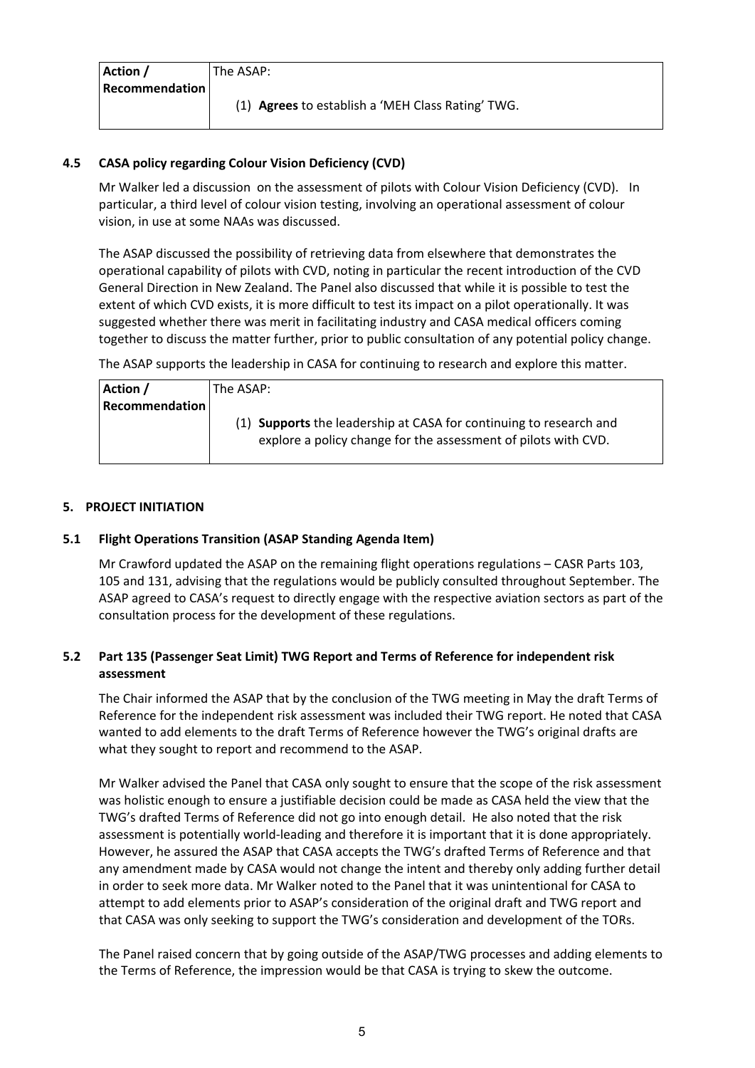| Action / Recommendation | The ASAP: |
|---|---|
| | (1) **Agrees** to establish a 'MEH Class Rating' TWG. |

### 4.5 CASA policy regarding Colour Vision Deficiency (CVD)

Mr Walker led a discussion on the assessment of pilots with Colour Vision Deficiency (CVD). In particular, a third level of colour vision testing, involving an operational assessment of colour vision, in use at some NAAs was discussed.

The ASAP discussed the possibility of retrieving data from elsewhere that demonstrates the operational capability of pilots with CVD, noting in particular the recent introduction of the CVD General Direction in New Zealand. The Panel also discussed that while it is possible to test the extent of which CVD exists, it is more difficult to test its impact on a pilot operationally. It was suggested whether there was merit in facilitating industry and CASA medical officers coming together to discuss the matter further, prior to public consultation of any potential policy change.

The ASAP supports the leadership in CASA for continuing to research and explore this matter.

| Action / Recommendation | The ASAP: |
|---|---|
| | (1) **Supports** the leadership at CASA for continuing to research and explore a policy change for the assessment of pilots with CVD. |

## 5. PROJECT INITIATION

### 5.1 Flight Operations Transition (ASAP Standing Agenda Item)

Mr Crawford updated the ASAP on the remaining flight operations regulations – CASR Parts 103, 105 and 131, advising that the regulations would be publicly consulted throughout September. The ASAP agreed to CASA's request to directly engage with the respective aviation sectors as part of the consultation process for the development of these regulations.

### 5.2 Part 135 (Passenger Seat Limit) TWG Report and Terms of Reference for independent risk assessment

The Chair informed the ASAP that by the conclusion of the TWG meeting in May the draft Terms of Reference for the independent risk assessment was included their TWG report. He noted that CASA wanted to add elements to the draft Terms of Reference however the TWG's original drafts are what they sought to report and recommend to the ASAP.

Mr Walker advised the Panel that CASA only sought to ensure that the scope of the risk assessment was holistic enough to ensure a justifiable decision could be made as CASA held the view that the TWG's drafted Terms of Reference did not go into enough detail. He also noted that the risk assessment is potentially world-leading and therefore it is important that it is done appropriately. However, he assured the ASAP that CASA accepts the TWG's drafted Terms of Reference and that any amendment made by CASA would not change the intent and thereby only adding further detail in order to seek more data. Mr Walker noted to the Panel that it was unintentional for CASA to attempt to add elements prior to ASAP's consideration of the original draft and TWG report and that CASA was only seeking to support the TWG's consideration and development of the TORs.

The Panel raised concern that by going outside of the ASAP/TWG processes and adding elements to the Terms of Reference, the impression would be that CASA is trying to skew the outcome.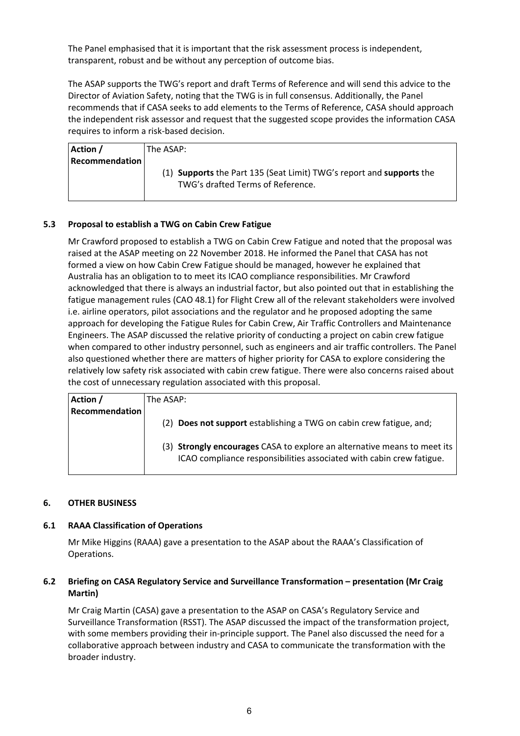The Panel emphasised that it is important that the risk assessment process is independent, transparent, robust and be without any perception of outcome bias.

The ASAP supports the TWG's report and draft Terms of Reference and will send this advice to the Director of Aviation Safety, noting that the TWG is in full consensus. Additionally, the Panel recommends that if CASA seeks to add elements to the Terms of Reference, CASA should approach the independent risk assessor and request that the suggested scope provides the information CASA requires to inform a risk-based decision.

| **Action / Recommendation** | The ASAP:<br><br>(1) **Supports** the Part 135 (Seat Limit) TWG's report and **supports** the TWG's drafted Terms of Reference. |
|---|---|

### 5.3 Proposal to establish a TWG on Cabin Crew Fatigue

Mr Crawford proposed to establish a TWG on Cabin Crew Fatigue and noted that the proposal was raised at the ASAP meeting on 22 November 2018. He informed the Panel that CASA has not formed a view on how Cabin Crew Fatigue should be managed, however he explained that Australia has an obligation to to meet its ICAO compliance responsibilities. Mr Crawford acknowledged that there is always an industrial factor, but also pointed out that in establishing the fatigue management rules (CAO 48.1) for Flight Crew all of the relevant stakeholders were involved i.e. airline operators, pilot associations and the regulator and he proposed adopting the same approach for developing the Fatigue Rules for Cabin Crew, Air Traffic Controllers and Maintenance Engineers. The ASAP discussed the relative priority of conducting a project on cabin crew fatigue when compared to other industry personnel, such as engineers and air traffic controllers. The Panel also questioned whether there are matters of higher priority for CASA to explore considering the relatively low safety risk associated with cabin crew fatigue. There were also concerns raised about the cost of unnecessary regulation associated with this proposal.

| **Action / Recommendation** | The ASAP:<br><br>(2) **Does not support** establishing a TWG on cabin crew fatigue, and;<br><br>(3) **Strongly encourages** CASA to explore an alternative means to meet its ICAO compliance responsibilities associated with cabin crew fatigue. |
|---|---|

## 6. OTHER BUSINESS

### 6.1 RAAA Classification of Operations

Mr Mike Higgins (RAAA) gave a presentation to the ASAP about the RAAA's Classification of Operations.

### 6.2 Briefing on CASA Regulatory Service and Surveillance Transformation – presentation (Mr Craig Martin)

Mr Craig Martin (CASA) gave a presentation to the ASAP on CASA's Regulatory Service and Surveillance Transformation (RSST). The ASAP discussed the impact of the transformation project, with some members providing their in-principle support. The Panel also discussed the need for a collaborative approach between industry and CASA to communicate the transformation with the broader industry.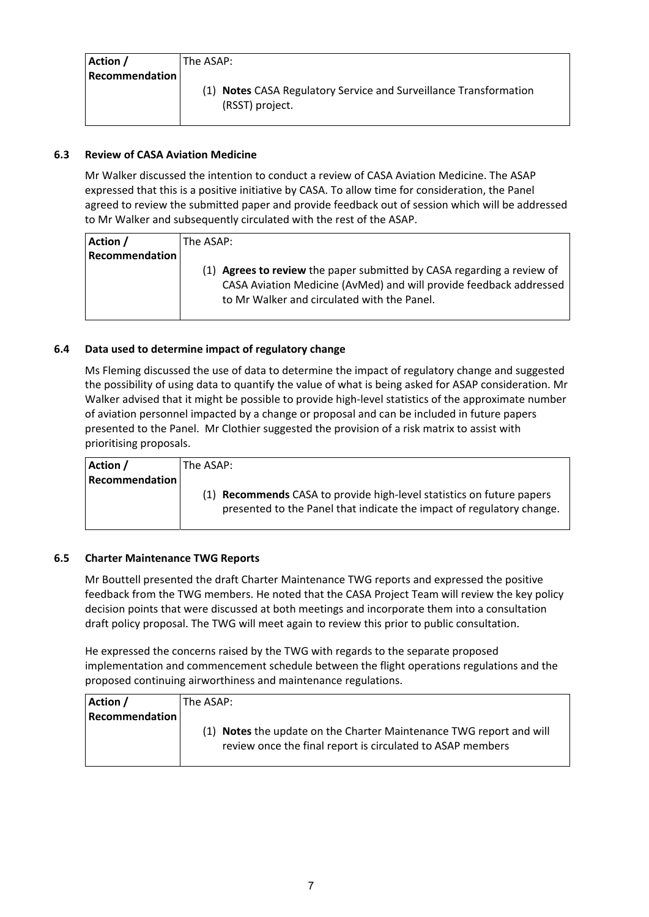| Action / Recommendation | The ASAP: (1) **Notes** CASA Regulatory Service and Surveillance Transformation (RSST) project. |
|---|---|

### 6.3 Review of CASA Aviation Medicine

Mr Walker discussed the intention to conduct a review of CASA Aviation Medicine. The ASAP expressed that this is a positive initiative by CASA. To allow time for consideration, the Panel agreed to review the submitted paper and provide feedback out of session which will be addressed to Mr Walker and subsequently circulated with the rest of the ASAP.

| Action / Recommendation | The ASAP: (1) **Agrees to review** the paper submitted by CASA regarding a review of CASA Aviation Medicine (AvMed) and will provide feedback addressed to Mr Walker and circulated with the Panel. |
|---|---|

### 6.4 Data used to determine impact of regulatory change

Ms Fleming discussed the use of data to determine the impact of regulatory change and suggested the possibility of using data to quantify the value of what is being asked for ASAP consideration. Mr Walker advised that it might be possible to provide high-level statistics of the approximate number of aviation personnel impacted by a change or proposal and can be included in future papers presented to the Panel. Mr Clothier suggested the provision of a risk matrix to assist with prioritising proposals.

| Action / Recommendation | The ASAP: (1) **Recommends** CASA to provide high-level statistics on future papers presented to the Panel that indicate the impact of regulatory change. |
|---|---|

### 6.5 Charter Maintenance TWG Reports

Mr Bouttell presented the draft Charter Maintenance TWG reports and expressed the positive feedback from the TWG members. He noted that the CASA Project Team will review the key policy decision points that were discussed at both meetings and incorporate them into a consultation draft policy proposal. The TWG will meet again to review this prior to public consultation.

He expressed the concerns raised by the TWG with regards to the separate proposed implementation and commencement schedule between the flight operations regulations and the proposed continuing airworthiness and maintenance regulations.

| Action / Recommendation | The ASAP: (1) **Notes** the update on the Charter Maintenance TWG report and will review once the final report is circulated to ASAP members |
|---|---|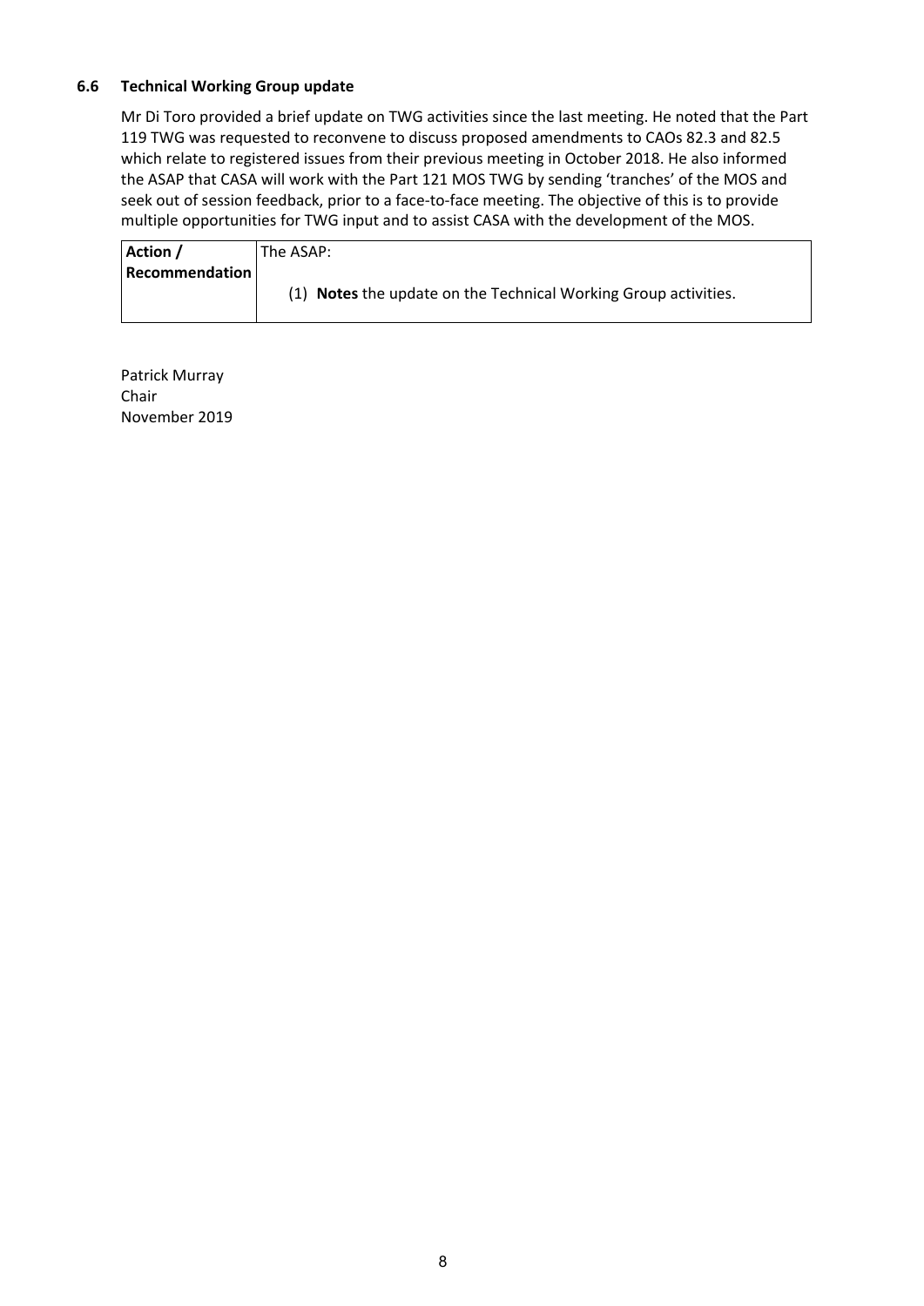### 6.6 Technical Working Group update

Mr Di Toro provided a brief update on TWG activities since the last meeting. He noted that the Part 119 TWG was requested to reconvene to discuss proposed amendments to CAOs 82.3 and 82.5 which relate to registered issues from their previous meeting in October 2018. He also informed the ASAP that CASA will work with the Part 121 MOS TWG by sending 'tranches' of the MOS and seek out of session feedback, prior to a face-to-face meeting. The objective of this is to provide multiple opportunities for TWG input and to assist CASA with the development of the MOS.

| **Action / Recommendation** | The ASAP:<br><br>(1) **Notes** the update on the Technical Working Group activities. |
|---|---|

Patrick Murray
Chair
November 2019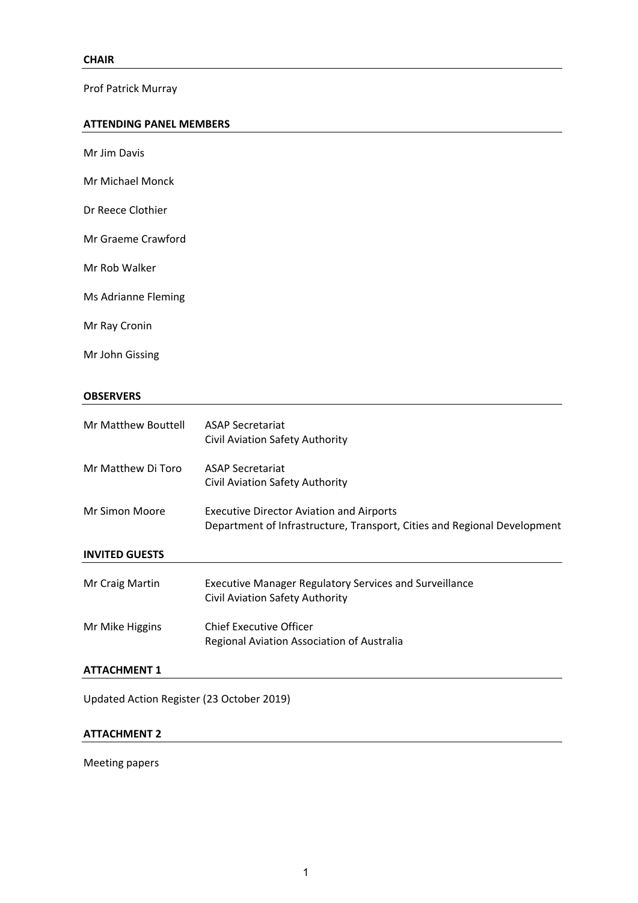## CHAIR

Prof Patrick Murray

## ATTENDING PANEL MEMBERS

Mr Jim Davis

Mr Michael Monck

Dr Reece Clothier

Mr Graeme Crawford

Mr Rob Walker

Ms Adrianne Fleming

Mr Ray Cronin

Mr John Gissing

## OBSERVERS

| | |
|---|---|
| Mr Matthew Bouttell | ASAP Secretariat<br>Civil Aviation Safety Authority |
| Mr Matthew Di Toro | ASAP Secretariat<br>Civil Aviation Safety Authority |
| Mr Simon Moore | Executive Director Aviation and Airports<br>Department of Infrastructure, Transport, Cities and Regional Development |

## INVITED GUESTS

| | |
|---|---|
| Mr Craig Martin | Executive Manager Regulatory Services and Surveillance<br>Civil Aviation Safety Authority |
| Mr Mike Higgins | Chief Executive Officer<br>Regional Aviation Association of Australia |

## ATTACHMENT 1

Updated Action Register (23 October 2019)

## ATTACHMENT 2

Meeting papers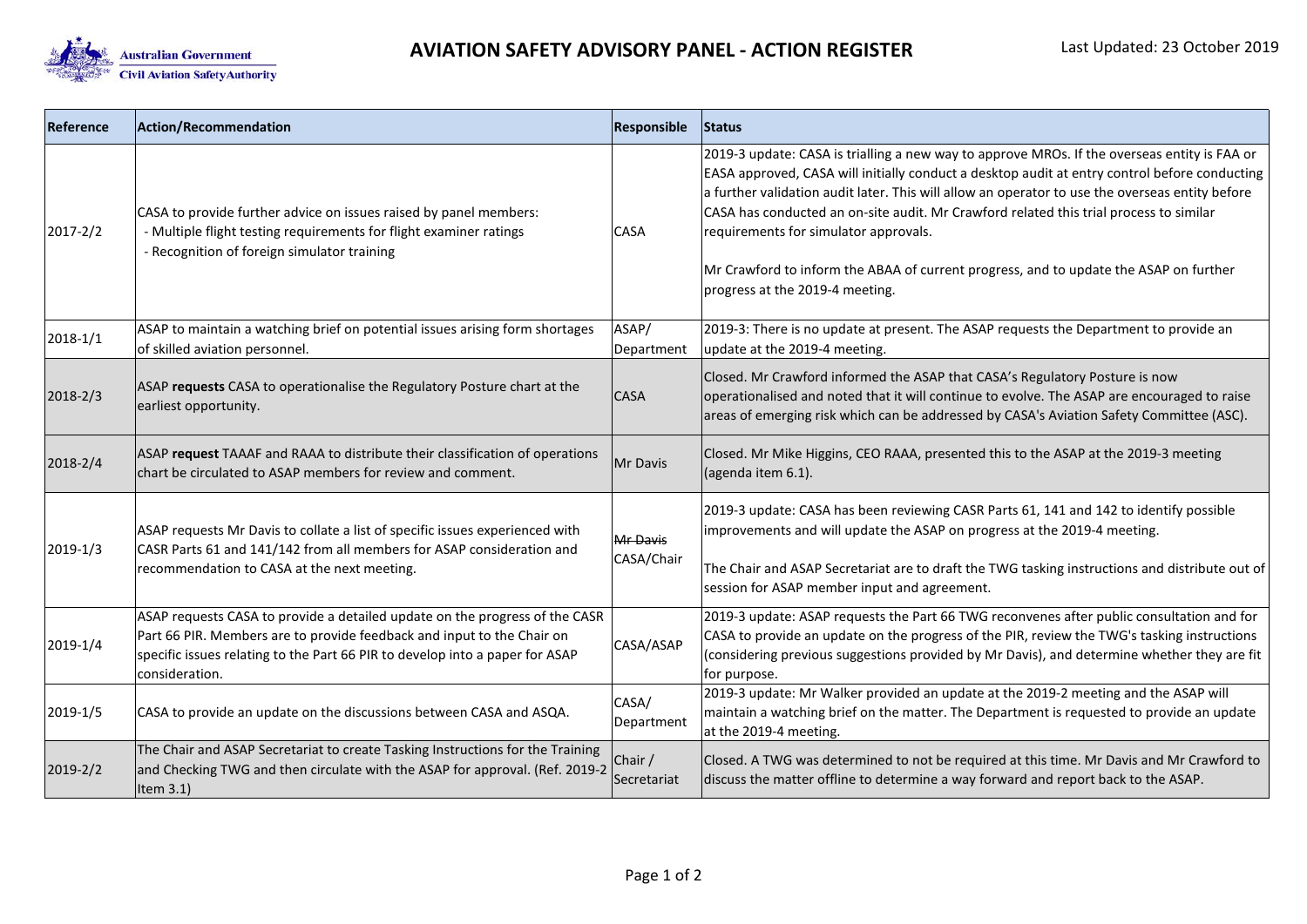# AVIATION SAFETY ADVISORY PANEL - ACTION REGISTER

Last Updated: 23 October 2019

| Reference | Action/Recommendation | Responsible | Status |
|---|---|---|---|
| 2017-2/2 | CASA to provide further advice on issues raised by panel members:<br>- Multiple flight testing requirements for flight examiner ratings<br>- Recognition of foreign simulator training | CASA | 2019-3 update: CASA is trialling a new way to approve MROs. If the overseas entity is FAA or EASA approved, CASA will initially conduct a desktop audit at entry control before conducting a further validation audit later. This will allow an operator to use the overseas entity before CASA has conducted an on-site audit. Mr Crawford related this trial process to similar requirements for simulator approvals.<br><br>Mr Crawford to inform the ABAA of current progress, and to update the ASAP on further progress at the 2019-4 meeting. |
| 2018-1/1 | ASAP to maintain a watching brief on potential issues arising form shortages of skilled aviation personnel. | ASAP/ Department | 2019-3: There is no update at present. The ASAP requests the Department to provide an update at the 2019-4 meeting. |
| 2018-2/3 | ASAP **requests** CASA to operationalise the Regulatory Posture chart at the earliest opportunity. | CASA | Closed. Mr Crawford informed the ASAP that CASA's Regulatory Posture is now operationalised and noted that it will continue to evolve. The ASAP are encouraged to raise areas of emerging risk which can be addressed by CASA's Aviation Safety Committee (ASC). |
| 2018-2/4 | ASAP **request** TAAAF and RAAA to distribute their classification of operations chart be circulated to ASAP members for review and comment. | Mr Davis | Closed. Mr Mike Higgins, CEO RAAA, presented this to the ASAP at the 2019-3 meeting (agenda item 6.1). |
| 2019-1/3 | ASAP requests Mr Davis to collate a list of specific issues experienced with CASR Parts 61 and 141/142 from all members for ASAP consideration and recommendation to CASA at the next meeting. | ~~Mr Davis~~ CASA/Chair | 2019-3 update: CASA has been reviewing CASR Parts 61, 141 and 142 to identify possible improvements and will update the ASAP on progress at the 2019-4 meeting.<br><br>The Chair and ASAP Secretariat are to draft the TWG tasking instructions and distribute out of session for ASAP member input and agreement. |
| 2019-1/4 | ASAP requests CASA to provide a detailed update on the progress of the CASR Part 66 PIR. Members are to provide feedback and input to the Chair on specific issues relating to the Part 66 PIR to develop into a paper for ASAP consideration. | CASA/ASAP | 2019-3 update: ASAP requests the Part 66 TWG reconvenes after public consultation and for CASA to provide an update on the progress of the PIR, review the TWG's tasking instructions (considering previous suggestions provided by Mr Davis), and determine whether they are fit for purpose. |
| 2019-1/5 | CASA to provide an update on the discussions between CASA and ASQA. | CASA/ Department | 2019-3 update: Mr Walker provided an update at the 2019-2 meeting and the ASAP will maintain a watching brief on the matter. The Department is requested to provide an update at the 2019-4 meeting. |
| 2019-2/2 | The Chair and ASAP Secretariat to create Tasking Instructions for the Training and Checking TWG and then circulate with the ASAP for approval. (Ref. 2019-2 Item 3.1) | Chair / Secretariat | Closed. A TWG was determined to not be required at this time. Mr Davis and Mr Crawford to discuss the matter offline to determine a way forward and report back to the ASAP. |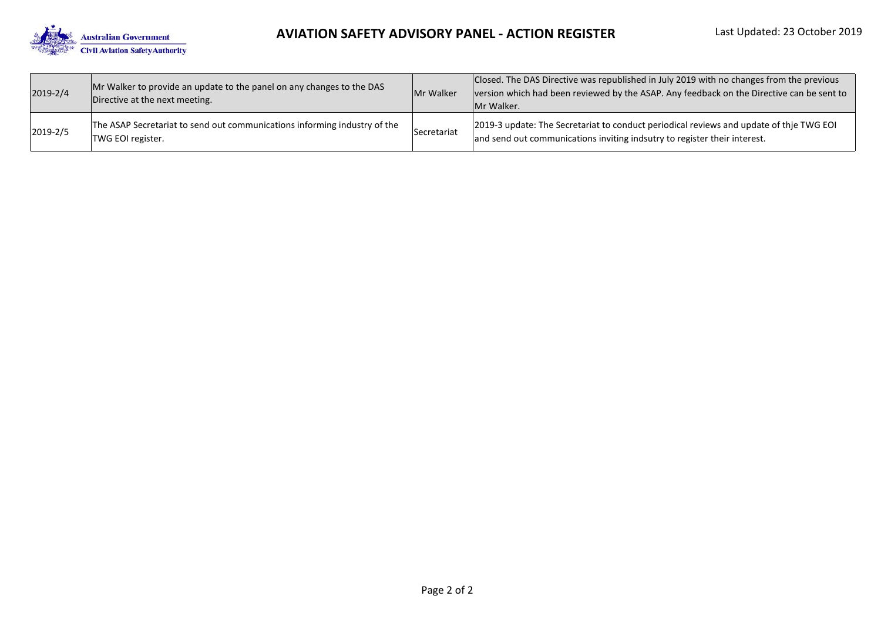# AVIATION SAFETY ADVISORY PANEL - ACTION REGISTER

Last Updated: 23 October 2019

| | | | |
|---|---|---|---|
| 2019-2/4 | Mr Walker to provide an update to the panel on any changes to the DAS Directive at the next meeting. | Mr Walker | Closed. The DAS Directive was republished in July 2019 with no changes from the previous version which had been reviewed by the ASAP. Any feedback on the Directive can be sent to Mr Walker. |
| 2019-2/5 | The ASAP Secretariat to send out communications informing industry of the TWG EOI register. | Secretariat | 2019-3 update: The Secretariat to conduct periodical reviews and update of thje TWG EOI and send out communications inviting indsutry to register their interest. |